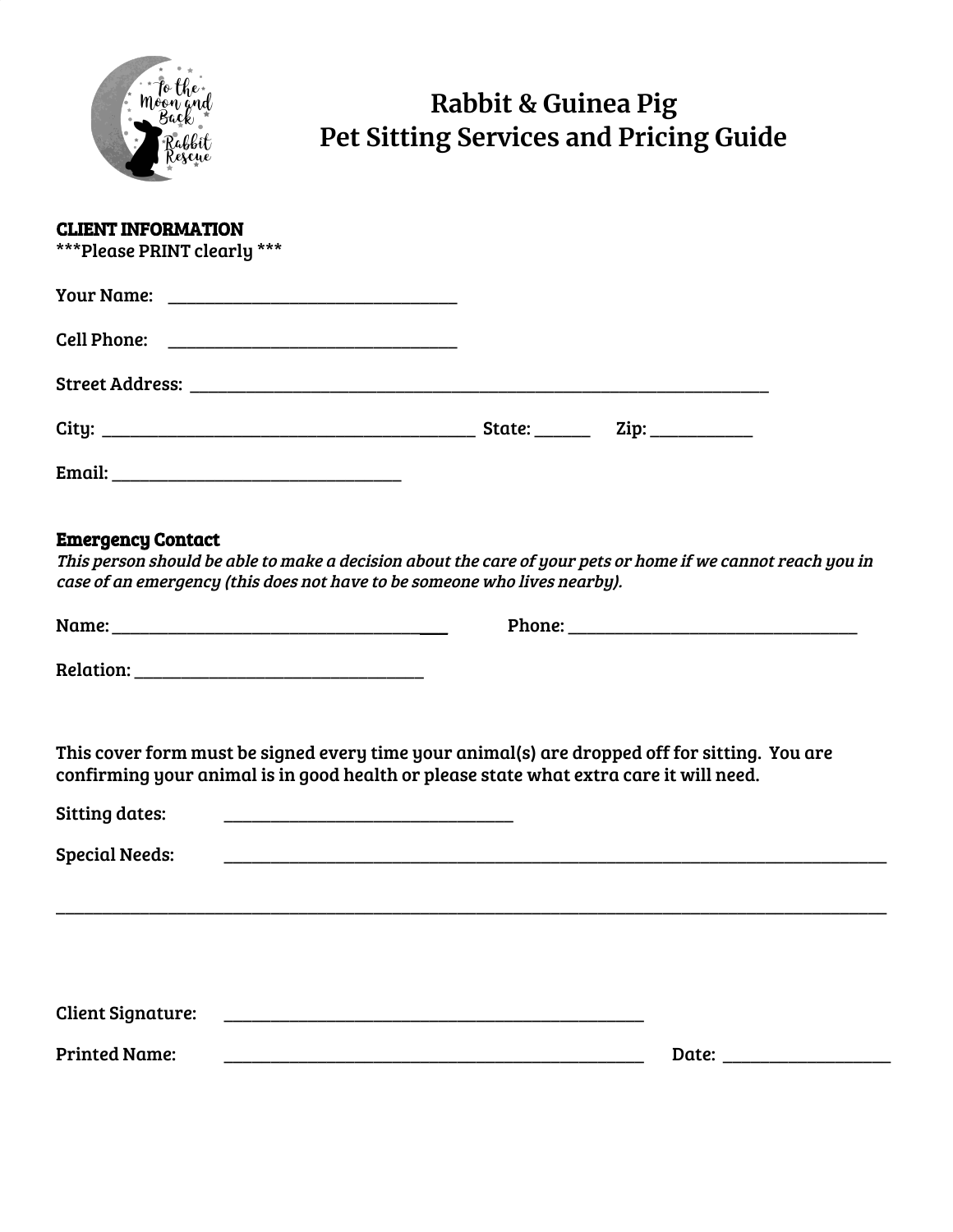# Rabbit & Guinea Pig Pet Sitting Services and Pricing Guide

**CLIENT INFORMATION**
***Please PRINT clearly ***

Your Name: ________________________________

Cell Phone: ________________________________

Street Address: ________________________________________________________________

City: __________________________________________ State: ______ Zip: ___________

Email: ________________________________

**Emergency Contact**
*This person should be able to make a decision about the care of your pets or home if we cannot reach you in case of an emergency (this does not have to be someone who lives nearby).*

Name: ____________________________________ Phone: ________________________________

Relation: ________________________________

This cover form must be signed every time your animal(s) are dropped off for sitting. You are confirming your animal is in good health or please state what extra care it will need.

Sitting dates: ________________________________

Special Needs: ___________________________________________________________________________

_____________________________________________________________________________________________

Client Signature: _______________________________________________

Printed Name: _______________________________________________ Date: __________________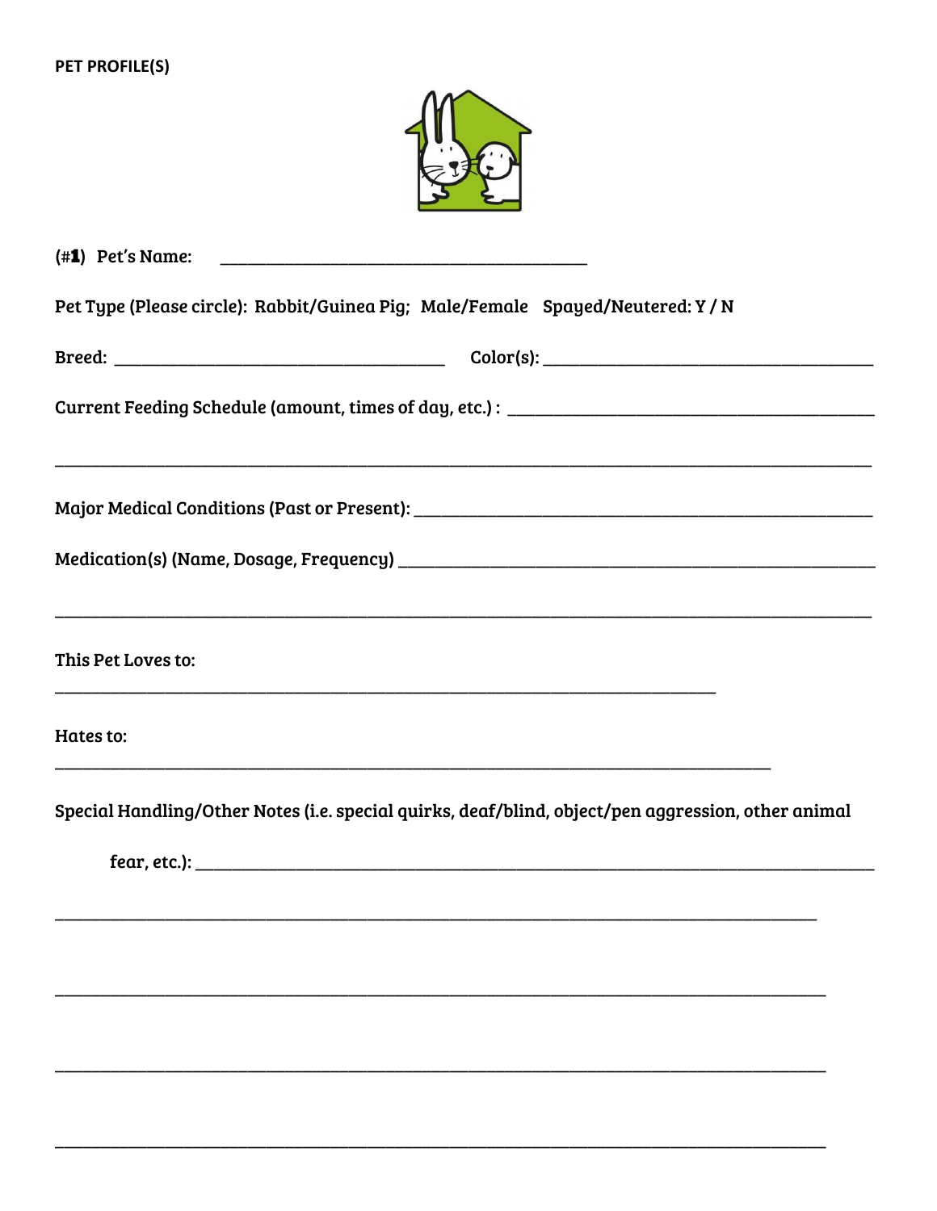**PET PROFILE(S)**

**(#1) Pet's Name:** ________________________________________

**Pet Type (Please circle): Rabbit/Guinea Pig; Male/Female Spayed/Neutered: Y / N**

**Breed:** ____________________________________ **Color(s):** ____________________________________

**Current Feeding Schedule (amount, times of day, etc.) :** ________________________________________

________________________________________________________________________________________

**Major Medical Conditions (Past or Present):** ________________________________________________

**Medication(s) (Name, Dosage, Frequency)** ________________________________________________

________________________________________________________________________________________

**This Pet Loves to:**

_________________________________________________________________________

**Hates to:**

_______________________________________________________________________________

**Special Handling/Other Notes (i.e. special quirks, deaf/blind, object/pen aggression, other animal fear, etc.):** ___________________________________________________________________________

____________________________________________________________________________________

____________________________________________________________________________________

____________________________________________________________________________________

____________________________________________________________________________________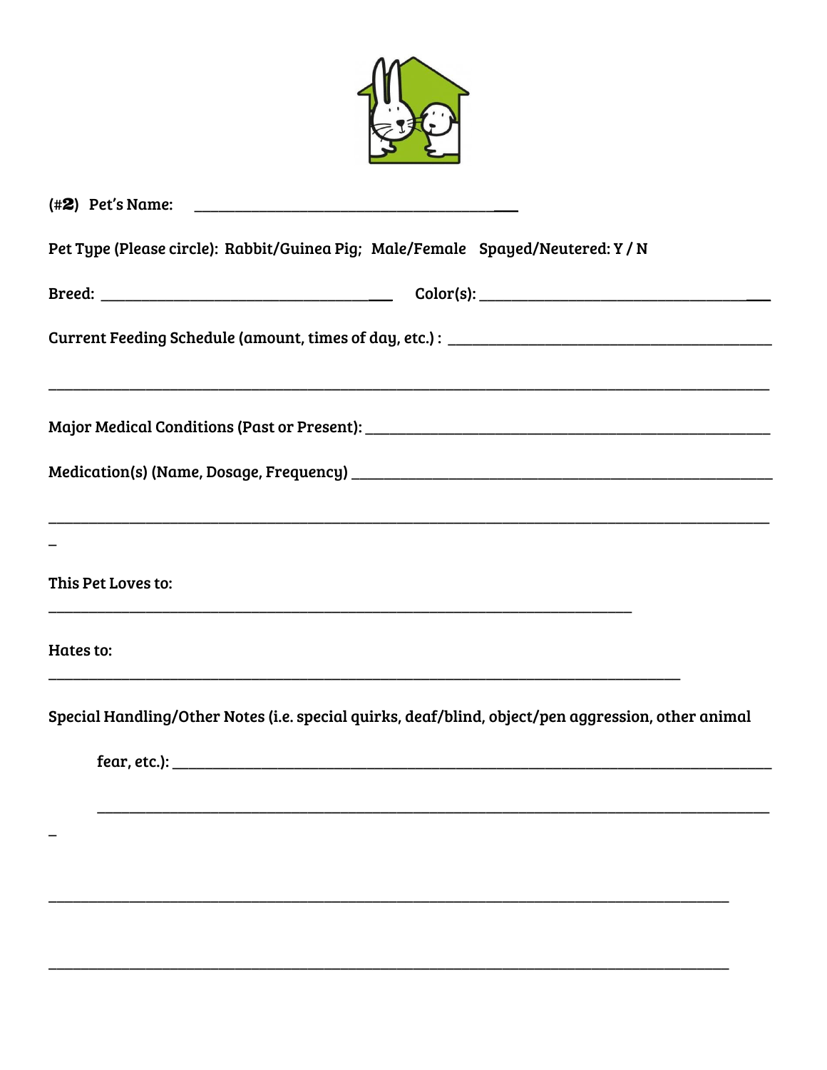(#**2**) Pet's Name: ___________________________________________

Pet Type (Please circle): Rabbit/Guinea Pig; Male/Female Spayed/Neutered: Y / N

Breed: ______________________________________ Color(s): ______________________________________

Current Feeding Schedule (amount, times of day, etc.) : ___________________________________________

_____________________________________________________________________________________________

Major Medical Conditions (Past or Present): ______________________________________________________

Medication(s) (Name, Dosage, Frequency) _________________________________________________________

_____________________________________________________________________________________________

This Pet Loves to:

_____________________________________________________________________________

Hates to:

___________________________________________________________________________________

Special Handling/Other Notes (i.e. special quirks, deaf/blind, object/pen aggression, other animal

fear, etc.): ______________________________________________________________________________

_________________________________________________________________________________________

_____________________________________________________________________________________________

_____________________________________________________________________________________________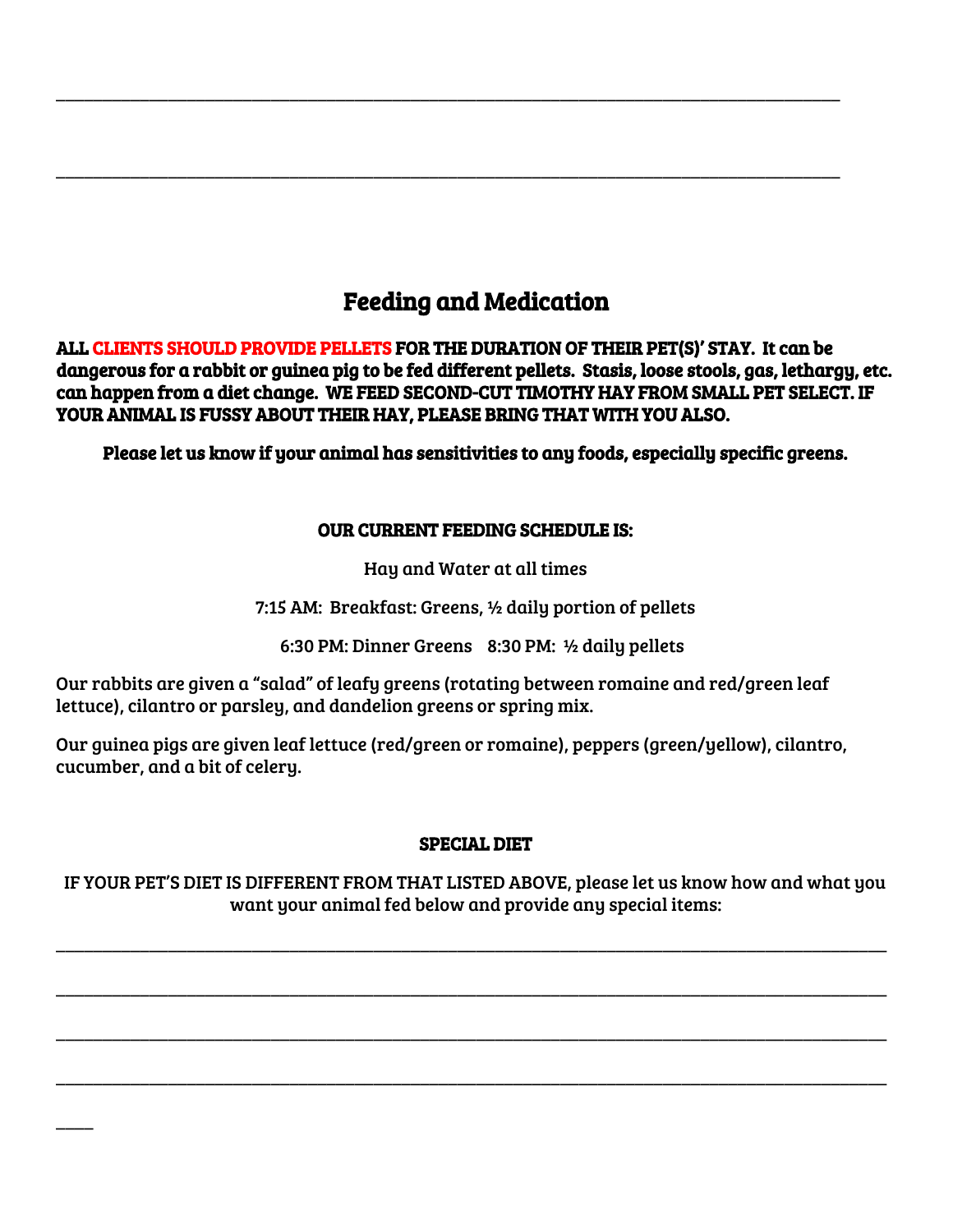\_\_\_\_\_\_\_\_\_\_\_\_\_\_\_\_\_\_\_\_\_\_\_\_\_\_\_\_\_\_\_\_\_\_\_\_\_\_\_\_\_\_\_\_\_\_\_\_\_\_\_\_\_\_\_\_\_\_\_\_\_\_\_\_\_\_\_\_\_\_\_\_\_\_\_\_\_\_

\_\_\_\_\_\_\_\_\_\_\_\_\_\_\_\_\_\_\_\_\_\_\_\_\_\_\_\_\_\_\_\_\_\_\_\_\_\_\_\_\_\_\_\_\_\_\_\_\_\_\_\_\_\_\_\_\_\_\_\_\_\_\_\_\_\_\_\_\_\_\_\_\_\_\_\_\_\_

## Feeding and Medication

**ALL CLIENTS SHOULD PROVIDE PELLETS FOR THE DURATION OF THEIR PET(S)' STAY. It can be dangerous for a rabbit or guinea pig to be fed different pellets. Stasis, loose stools, gas, lethargy, etc. can happen from a diet change. WE FEED SECOND-CUT TIMOTHY HAY FROM SMALL PET SELECT. IF YOUR ANIMAL IS FUSSY ABOUT THEIR HAY, PLEASE BRING THAT WITH YOU ALSO.**

**Please let us know if your animal has sensitivities to any foods, especially specific greens.**

**OUR CURRENT FEEDING SCHEDULE IS:**

Hay and Water at all times

7:15 AM: Breakfast: Greens, ½ daily portion of pellets

6:30 PM: Dinner Greens 8:30 PM: ½ daily pellets

Our rabbits are given a "salad" of leafy greens (rotating between romaine and red/green leaf lettuce), cilantro or parsley, and dandelion greens or spring mix.

Our guinea pigs are given leaf lettuce (red/green or romaine), peppers (green/yellow), cilantro, cucumber, and a bit of celery.

**SPECIAL DIET**

IF YOUR PET'S DIET IS DIFFERENT FROM THAT LISTED ABOVE, please let us know how and what you want your animal fed below and provide any special items:

\_\_\_\_\_\_\_\_\_\_\_\_\_\_\_\_\_\_\_\_\_\_\_\_\_\_\_\_\_\_\_\_\_\_\_\_\_\_\_\_\_\_\_\_\_\_\_\_\_\_\_\_\_\_\_\_\_\_\_\_\_\_\_\_\_\_\_\_\_\_\_\_\_\_\_\_\_\_

\_\_\_\_\_\_\_\_\_\_\_\_\_\_\_\_\_\_\_\_\_\_\_\_\_\_\_\_\_\_\_\_\_\_\_\_\_\_\_\_\_\_\_\_\_\_\_\_\_\_\_\_\_\_\_\_\_\_\_\_\_\_\_\_\_\_\_\_\_\_\_\_\_\_\_\_\_\_

\_\_\_\_\_\_\_\_\_\_\_\_\_\_\_\_\_\_\_\_\_\_\_\_\_\_\_\_\_\_\_\_\_\_\_\_\_\_\_\_\_\_\_\_\_\_\_\_\_\_\_\_\_\_\_\_\_\_\_\_\_\_\_\_\_\_\_\_\_\_\_\_\_\_\_\_\_\_

\_\_\_\_\_\_\_\_\_\_\_\_\_\_\_\_\_\_\_\_\_\_\_\_\_\_\_\_\_\_\_\_\_\_\_\_\_\_\_\_\_\_\_\_\_\_\_\_\_\_\_\_\_\_\_\_\_\_\_\_\_\_\_\_\_\_\_\_\_\_\_\_\_\_\_\_\_\_

\_\_\_\_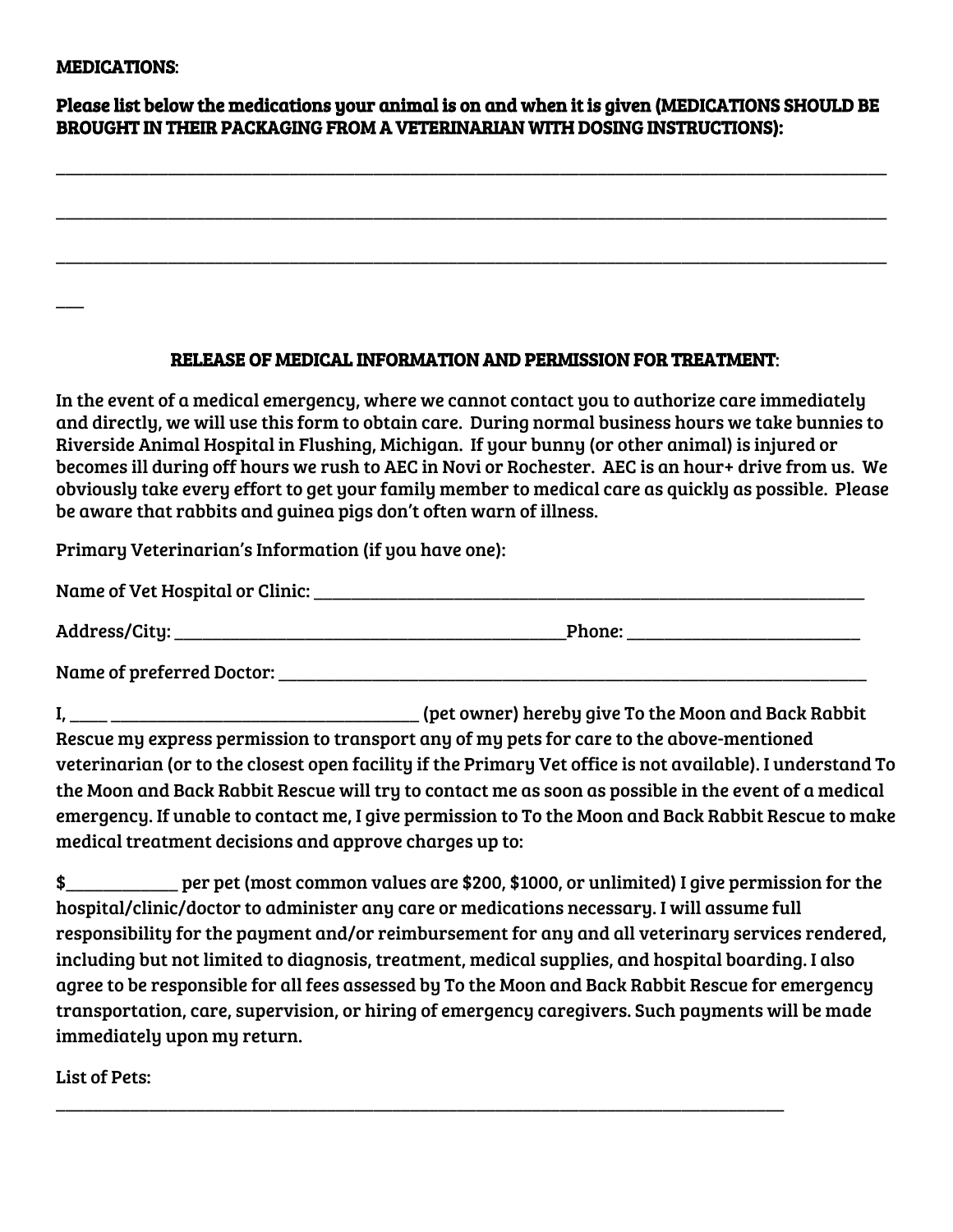**MEDICATIONS:**

**Please list below the medications your animal is on and when it is given (MEDICATIONS SHOULD BE BROUGHT IN THEIR PACKAGING FROM A VETERINARIAN WITH DOSING INSTRUCTIONS):**

_______________________________________________________________________________________________

_______________________________________________________________________________________________

_______________________________________________________________________________________________

___

**RELEASE OF MEDICAL INFORMATION AND PERMISSION FOR TREATMENT:**

In the event of a medical emergency, where we cannot contact you to authorize care immediately and directly, we will use this form to obtain care. During normal business hours we take bunnies to Riverside Animal Hospital in Flushing, Michigan. If your bunny (or other animal) is injured or becomes ill during off hours we rush to AEC in Novi or Rochester. AEC is an hour+ drive from us. We obviously take every effort to get your family member to medical care as quickly as possible. Please be aware that rabbits and guinea pigs don't often warn of illness.

Primary Veterinarian's Information (if you have one):

Name of Vet Hospital or Clinic: ____________________________________________________________

Address/City: ___________________________________________Phone: _________________________

Name of preferred Doctor: _________________________________________________________________

I, ____ __________________________________ (pet owner) hereby give To the Moon and Back Rabbit Rescue my express permission to transport any of my pets for care to the above-mentioned veterinarian (or to the closest open facility if the Primary Vet office is not available). I understand To the Moon and Back Rabbit Rescue will try to contact me as soon as possible in the event of a medical emergency. If unable to contact me, I give permission to To the Moon and Back Rabbit Rescue to make medical treatment decisions and approve charges up to:

$____________ per pet (most common values are $200, $1000, or unlimited) I give permission for the hospital/clinic/doctor to administer any care or medications necessary. I will assume full responsibility for the payment and/or reimbursement for any and all veterinary services rendered, including but not limited to diagnosis, treatment, medical supplies, and hospital boarding. I also agree to be responsible for all fees assessed by To the Moon and Back Rabbit Rescue for emergency transportation, care, supervision, or hiring of emergency caregivers. Such payments will be made immediately upon my return.

List of Pets:

_______________________________________________________________________________________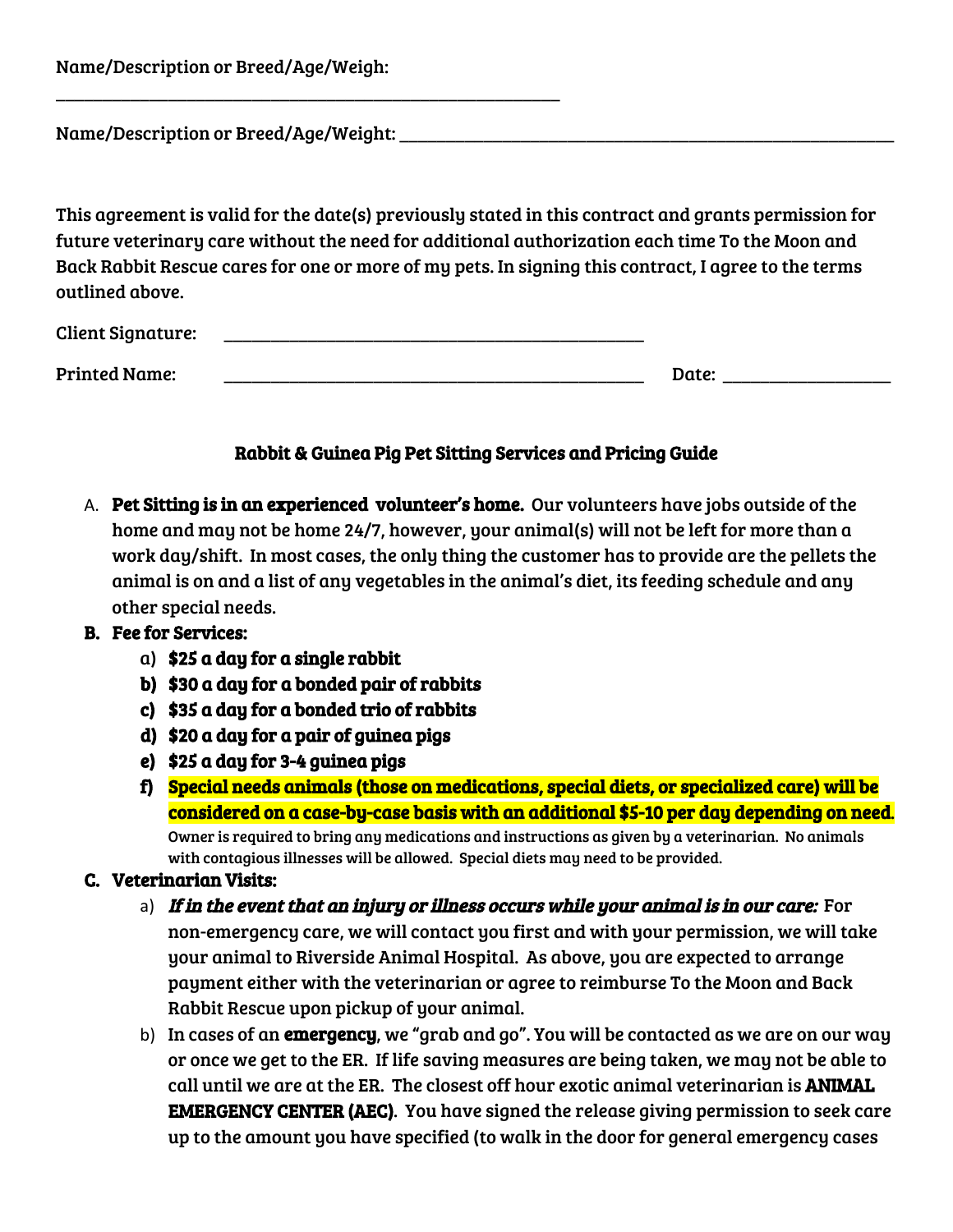Name/Description or Breed/Age/Weigh: ___________________________________________

Name/Description or Breed/Age/Weight: ___________________________________________

This agreement is valid for the date(s) previously stated in this contract and grants permission for future veterinary care without the need for additional authorization each time To the Moon and Back Rabbit Rescue cares for one or more of my pets. In signing this contract, I agree to the terms outlined above.

Client Signature: ____________________________________

Printed Name: ____________________________________ Date: ______________

**Rabbit & Guinea Pig Pet Sitting Services and Pricing Guide**

A. **Pet Sitting is in an experienced volunteer's home.** Our volunteers have jobs outside of the home and may not be home 24/7, however, your animal(s) will not be left for more than a work day/shift. In most cases, the only thing the customer has to provide are the pellets the animal is on and a list of any vegetables in the animal's diet, its feeding schedule and any other special needs.

**B. Fee for Services:**

a) **$25 a day for a single rabbit**
b) **$30 a day for a bonded pair of rabbits**
c) **$35 a day for a bonded trio of rabbits**
d) **$20 a day for a pair of guinea pigs**
e) **$25 a day for 3-4 guinea pigs**
f) **Special needs animals (those on medications, special diets, or specialized care) will be considered on a case-by-case basis with an additional $5-10 per day depending on need.** Owner is required to bring any medications and instructions as given by a veterinarian. No animals with contagious illnesses will be allowed. Special diets may need to be provided.

**C. Veterinarian Visits:**

a) ***If in the event that an injury or illness occurs while your animal is in our care:*** For non-emergency care, we will contact you first and with your permission, we will take your animal to Riverside Animal Hospital. As above, you are expected to arrange payment either with the veterinarian or agree to reimburse To the Moon and Back Rabbit Rescue upon pickup of your animal.

b) In cases of an **emergency**, we "grab and go". You will be contacted as we are on our way or once we get to the ER. If life saving measures are being taken, we may not be able to call until we are at the ER. The closest off hour exotic animal veterinarian is **ANIMAL EMERGENCY CENTER (AEC)**. You have signed the release giving permission to seek care up to the amount you have specified (to walk in the door for general emergency cases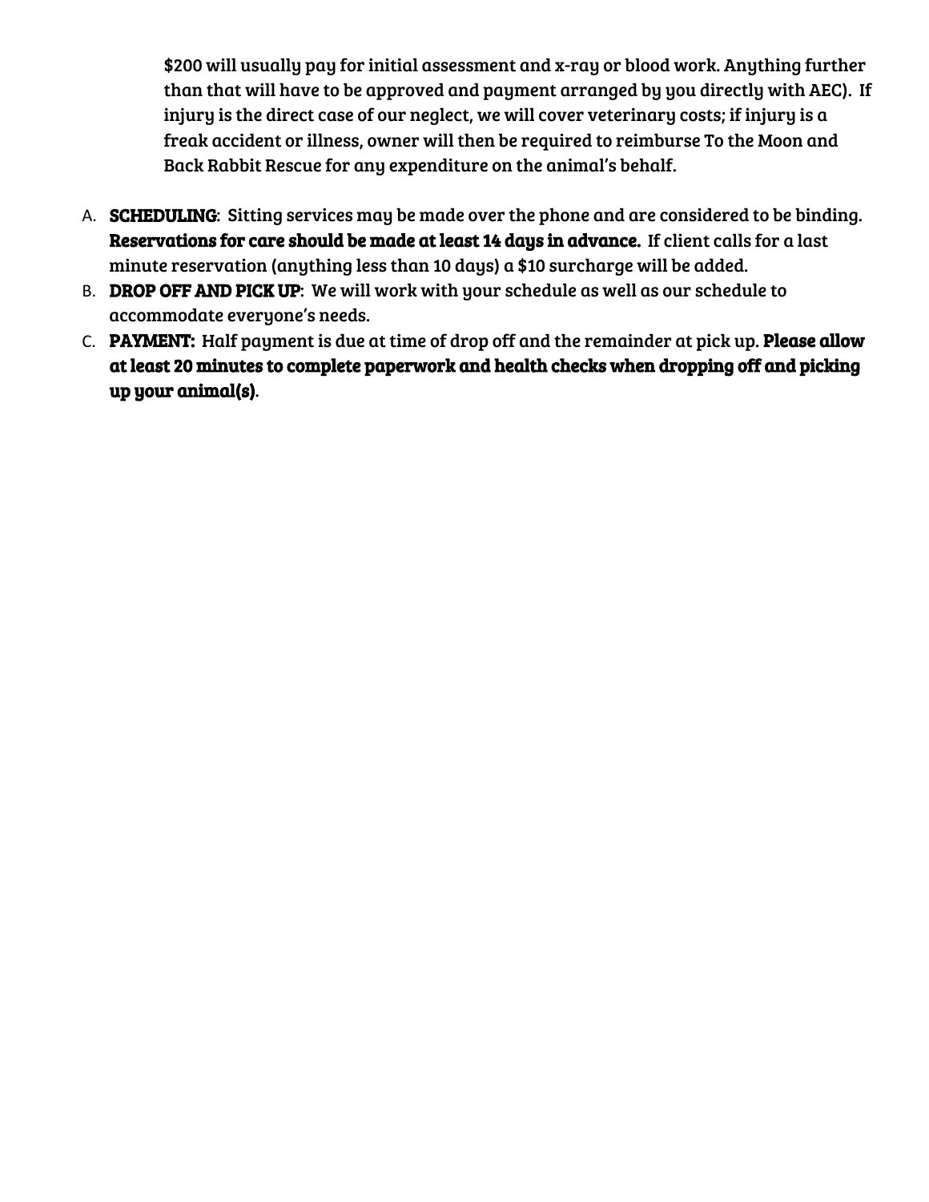$200 will usually pay for initial assessment and x-ray or blood work. Anything further than that will have to be approved and payment arranged by you directly with AEC). If injury is the direct case of our neglect, we will cover veterinary costs; if injury is a freak accident or illness, owner will then be required to reimburse To the Moon and Back Rabbit Rescue for any expenditure on the animal's behalf.

A. **SCHEDULING**: Sitting services may be made over the phone and are considered to be binding. **Reservations for care should be made at least 14 days in advance.** If client calls for a last minute reservation (anything less than 10 days) a $10 surcharge will be added.
B. **DROP OFF AND PICK UP**: We will work with your schedule as well as our schedule to accommodate everyone's needs.
C. **PAYMENT:** Half payment is due at time of drop off and the remainder at pick up. **Please allow at least 20 minutes to complete paperwork and health checks when dropping off and picking up your animal(s)**.